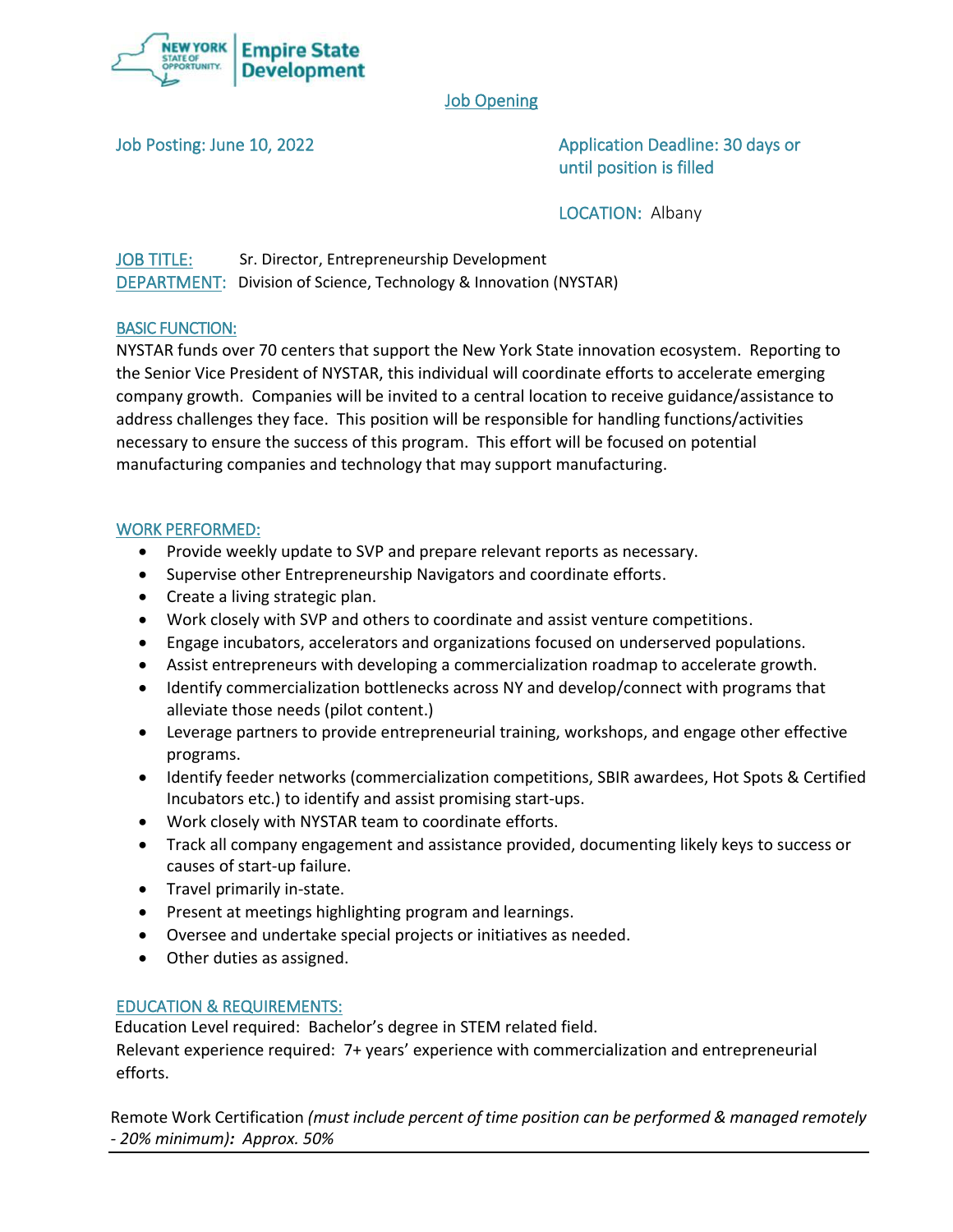New York State of Opportunity | Empire State Development

# Job Opening

Job Posting: June 10, 2022

Application Deadline: 30 days or until position is filled

LOCATION: Albany

JOB TITLE: Sr. Director, Entrepreneurship Development
DEPARTMENT: Division of Science, Technology & Innovation (NYSTAR)

## BASIC FUNCTION:

NYSTAR funds over 70 centers that support the New York State innovation ecosystem. Reporting to the Senior Vice President of NYSTAR, this individual will coordinate efforts to accelerate emerging company growth. Companies will be invited to a central location to receive guidance/assistance to address challenges they face. This position will be responsible for handling functions/activities necessary to ensure the success of this program. This effort will be focused on potential manufacturing companies and technology that may support manufacturing.

## WORK PERFORMED:

- Provide weekly update to SVP and prepare relevant reports as necessary.
- Supervise other Entrepreneurship Navigators and coordinate efforts.
- Create a living strategic plan.
- Work closely with SVP and others to coordinate and assist venture competitions.
- Engage incubators, accelerators and organizations focused on underserved populations.
- Assist entrepreneurs with developing a commercialization roadmap to accelerate growth.
- Identify commercialization bottlenecks across NY and develop/connect with programs that alleviate those needs (pilot content.)
- Leverage partners to provide entrepreneurial training, workshops, and engage other effective programs.
- Identify feeder networks (commercialization competitions, SBIR awardees, Hot Spots & Certified Incubators etc.) to identify and assist promising start-ups.
- Work closely with NYSTAR team to coordinate efforts.
- Track all company engagement and assistance provided, documenting likely keys to success or causes of start-up failure.
- Travel primarily in-state.
- Present at meetings highlighting program and learnings.
- Oversee and undertake special projects or initiatives as needed.
- Other duties as assigned.

## EDUCATION & REQUIREMENTS:

Education Level required: Bachelor's degree in STEM related field.
Relevant experience required: 7+ years' experience with commercialization and entrepreneurial efforts.

Remote Work Certification *(must include percent of time position can be performed & managed remotely - 20% minimum)***:** *Approx. 50%*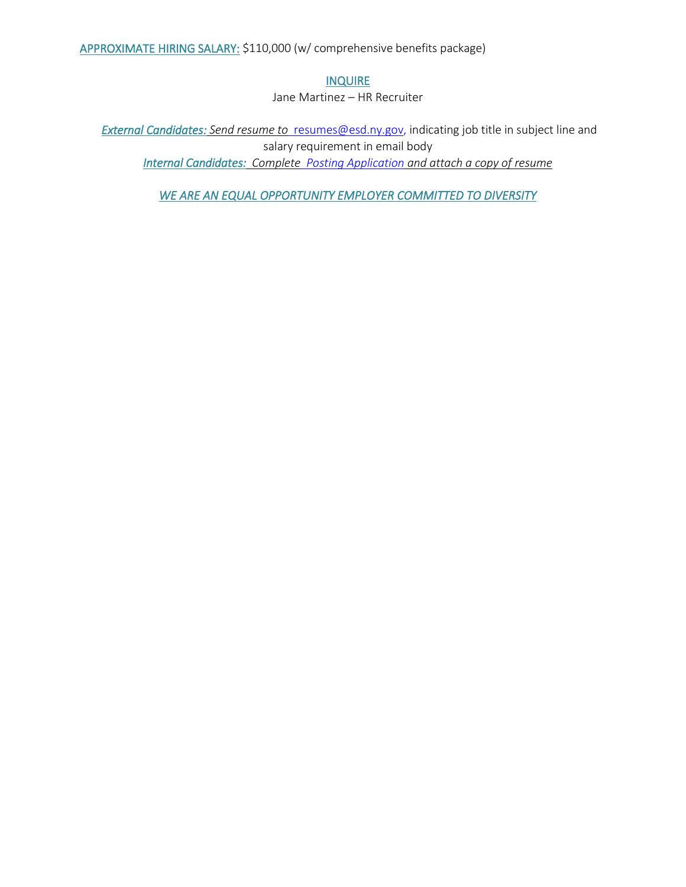APPROXIMATE HIRING SALARY: $110,000 (w/ comprehensive benefits package)

INQUIRE

Jane Martinez – HR Recruiter

*External Candidates: Send resume to* resumes@esd.ny.gov, indicating job title in subject line and salary requirement in email body

*Internal Candidates: Complete Posting Application and attach a copy of resume*

*WE ARE AN EQUAL OPPORTUNITY EMPLOYER COMMITTED TO DIVERSITY*